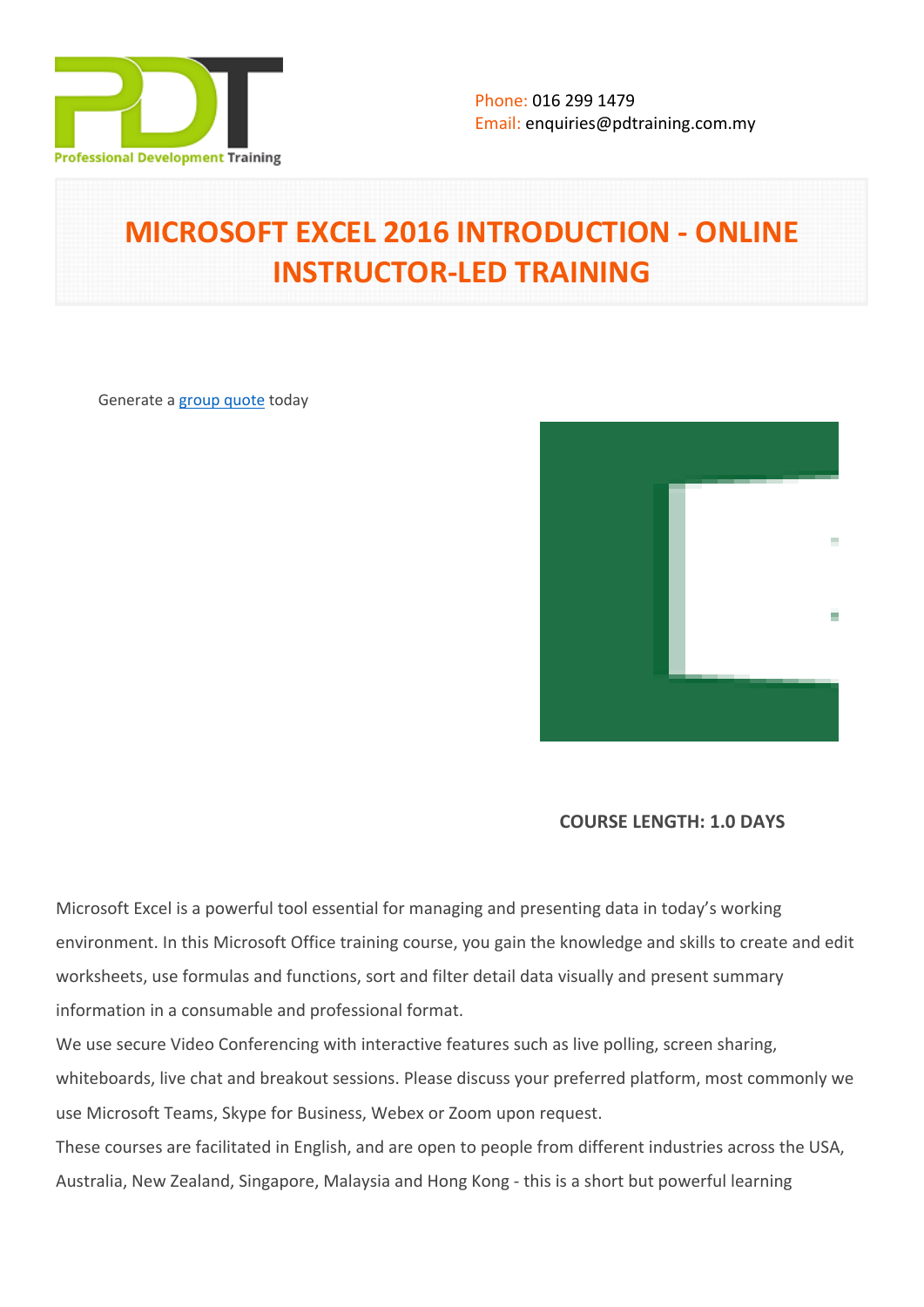Phone: 016 299 1479
Email: enquiries@pdtraining.com.my

# MICROSOFT EXCEL 2016 INTRODUCTION - ONLINE INSTRUCTOR-LED TRAINING

Generate a group quote today

**COURSE LENGTH: 1.0 DAYS**

Microsoft Excel is a powerful tool essential for managing and presenting data in today's working environment. In this Microsoft Office training course, you gain the knowledge and skills to create and edit worksheets, use formulas and functions, sort and filter detail data visually and present summary information in a consumable and professional format.

We use secure Video Conferencing with interactive features such as live polling, screen sharing, whiteboards, live chat and breakout sessions. Please discuss your preferred platform, most commonly we use Microsoft Teams, Skype for Business, Webex or Zoom upon request.

These courses are facilitated in English, and are open to people from different industries across the USA, Australia, New Zealand, Singapore, Malaysia and Hong Kong - this is a short but powerful learning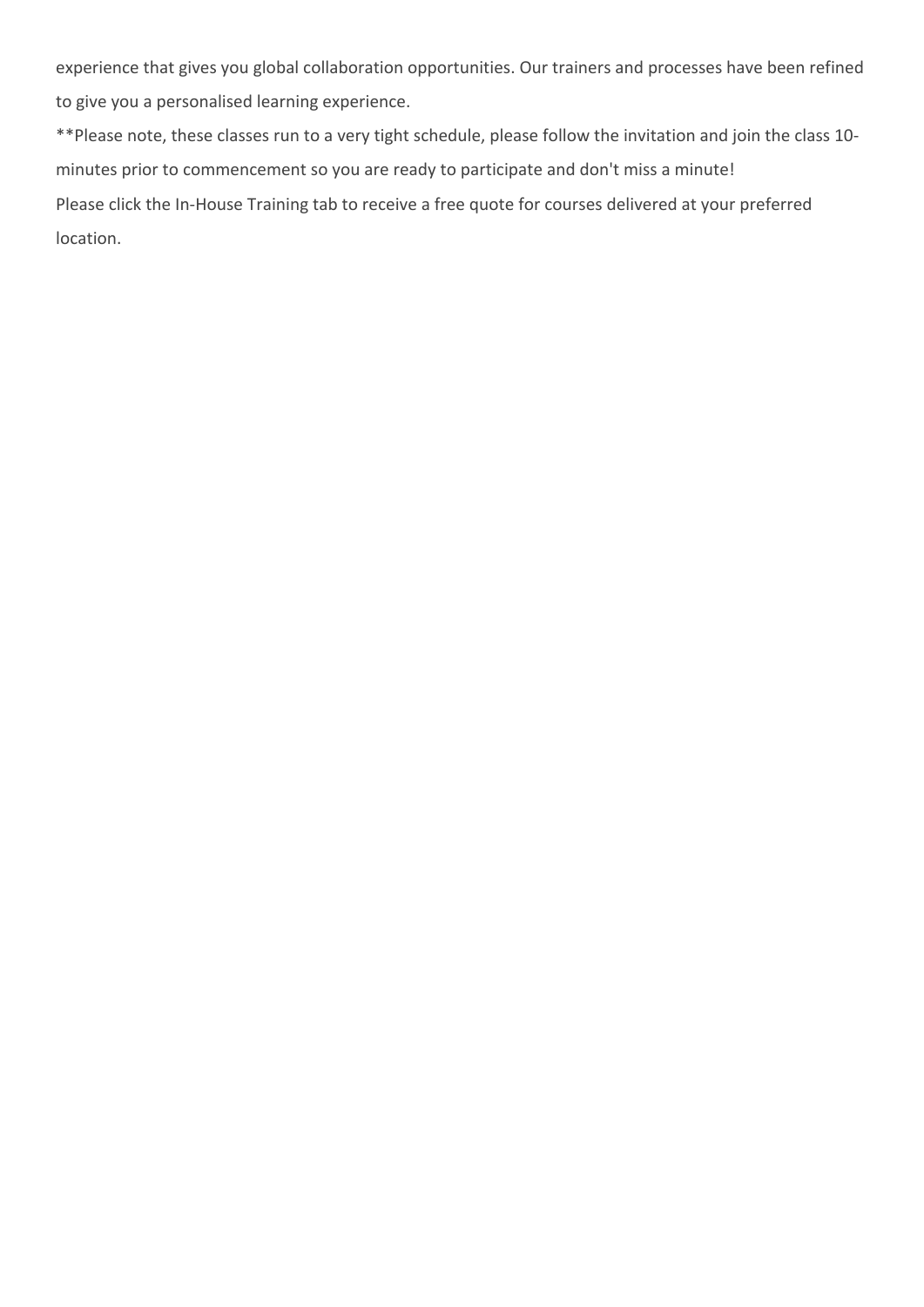experience that gives you global collaboration opportunities. Our trainers and processes have been refined to give you a personalised learning experience.

**Please note, these classes run to a very tight schedule, please follow the invitation and join the class 10-minutes prior to commencement so you are ready to participate and don't miss a minute!

Please click the In-House Training tab to receive a free quote for courses delivered at your preferred location.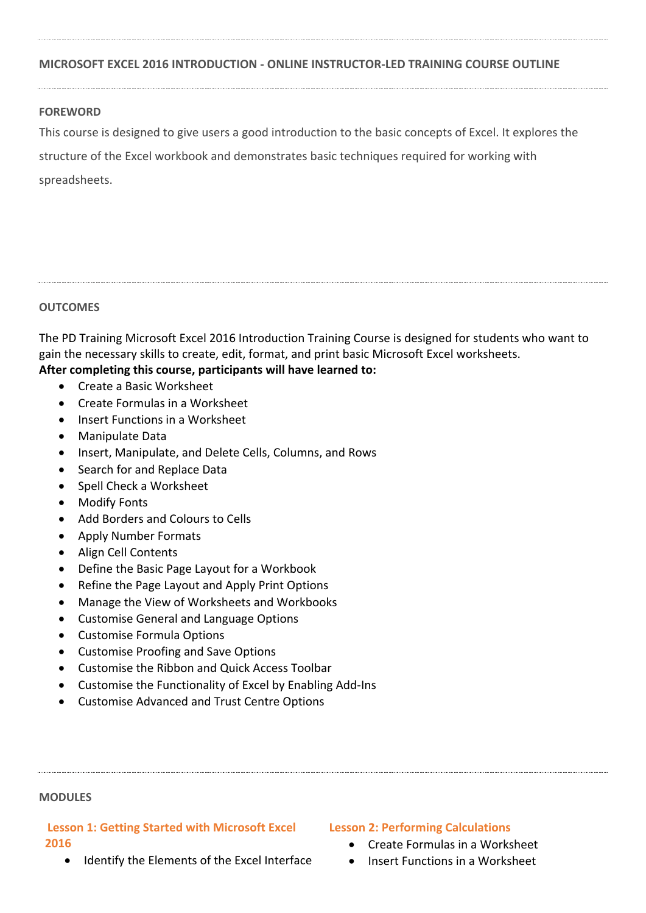## MICROSOFT EXCEL 2016 INTRODUCTION - ONLINE INSTRUCTOR-LED TRAINING COURSE OUTLINE

### FOREWORD

This course is designed to give users a good introduction to the basic concepts of Excel. It explores the structure of the Excel workbook and demonstrates basic techniques required for working with spreadsheets.

### OUTCOMES

The PD Training Microsoft Excel 2016 Introduction Training Course is designed for students who want to gain the necessary skills to create, edit, format, and print basic Microsoft Excel worksheets.

**After completing this course, participants will have learned to:**

- Create a Basic Worksheet
- Create Formulas in a Worksheet
- Insert Functions in a Worksheet
- Manipulate Data
- Insert, Manipulate, and Delete Cells, Columns, and Rows
- Search for and Replace Data
- Spell Check a Worksheet
- Modify Fonts
- Add Borders and Colours to Cells
- Apply Number Formats
- Align Cell Contents
- Define the Basic Page Layout for a Workbook
- Refine the Page Layout and Apply Print Options
- Manage the View of Worksheets and Workbooks
- Customise General and Language Options
- Customise Formula Options
- Customise Proofing and Save Options
- Customise the Ribbon and Quick Access Toolbar
- Customise the Functionality of Excel by Enabling Add-Ins
- Customise Advanced and Trust Centre Options

### MODULES

#### Lesson 1: Getting Started with Microsoft Excel 2016

- Identify the Elements of the Excel Interface

#### Lesson 2: Performing Calculations

- Create Formulas in a Worksheet
- Insert Functions in a Worksheet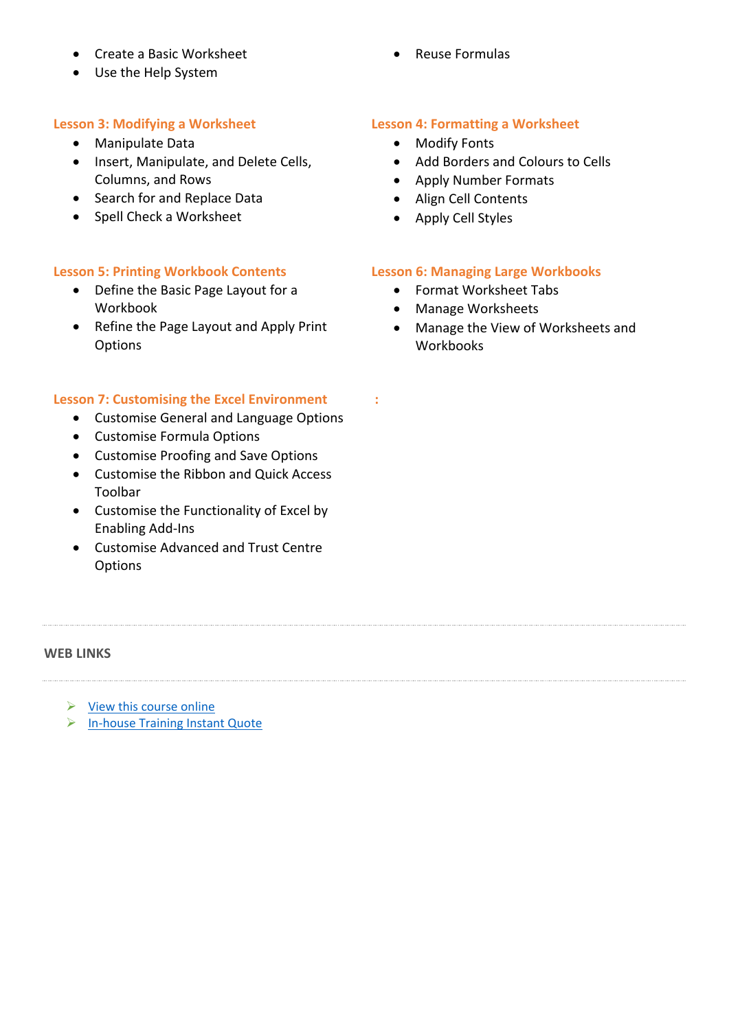- Create a Basic Worksheet
- Use the Help System

- Reuse Formulas

### Lesson 3: Modifying a Worksheet

- Manipulate Data
- Insert, Manipulate, and Delete Cells, Columns, and Rows
- Search for and Replace Data
- Spell Check a Worksheet

### Lesson 4: Formatting a Worksheet

- Modify Fonts
- Add Borders and Colours to Cells
- Apply Number Formats
- Align Cell Contents
- Apply Cell Styles

### Lesson 5: Printing Workbook Contents

- Define the Basic Page Layout for a Workbook
- Refine the Page Layout and Apply Print Options

### Lesson 6: Managing Large Workbooks

- Format Worksheet Tabs
- Manage Worksheets
- Manage the View of Worksheets and Workbooks

### Lesson 7: Customising the Excel Environment

- Customise General and Language Options
- Customise Formula Options
- Customise Proofing and Save Options
- Customise the Ribbon and Quick Access Toolbar
- Customise the Functionality of Excel by Enabling Add-Ins
- Customise Advanced and Trust Centre Options

:

---

## WEB LINKS

---

- View this course online
- In-house Training Instant Quote